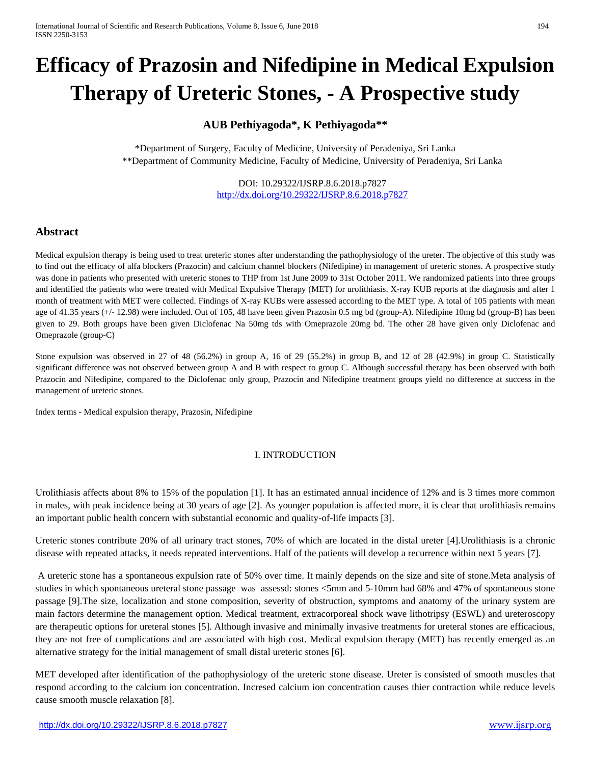# Efficacy of Prazosin and Nifedipine in Medical Expulsion Therapy of Ureteric Stones, - A Prospective study

**AUB Pethiyagoda\*, K Pethiyagoda\*\***

\*Department of Surgery, Faculty of Medicine, University of Peradeniya, Sri Lanka
\*\*Department of Community Medicine, Faculty of Medicine, University of Peradeniya, Sri Lanka

DOI: 10.29322/IJSRP.8.6.2018.p7827
http://dx.doi.org/10.29322/IJSRP.8.6.2018.p7827

## Abstract

Medical expulsion therapy is being used to treat ureteric stones after understanding the pathophysiology of the ureter. The objective of this study was to find out the efficacy of alfa blockers (Prazocin) and calcium channel blockers (Nifedipine) in management of ureteric stones. A prospective study was done in patients who presented with ureteric stones to THP from 1st June 2009 to 31st October 2011. We randomized patients into three groups and identified the patients who were treated with Medical Expulsive Therapy (MET) for urolithiasis. X-ray KUB reports at the diagnosis and after 1 month of treatment with MET were collected. Findings of X-ray KUBs were assessed according to the MET type. A total of 105 patients with mean age of 41.35 years (+/- 12.98) were included. Out of 105, 48 have been given Prazosin 0.5 mg bd (group-A). Nifedipine 10mg bd (group-B) has been given to 29. Both groups have been given Diclofenac Na 50mg tds with Omeprazole 20mg bd. The other 28 have given only Diclofenac and Omeprazole (group-C)

Stone expulsion was observed in 27 of 48 (56.2%) in group A, 16 of 29 (55.2%) in group B, and 12 of 28 (42.9%) in group C. Statistically significant difference was not observed between group A and B with respect to group C. Although successful therapy has been observed with both Prazocin and Nifedipine, compared to the Diclofenac only group, Prazocin and Nifedipine treatment groups yield no difference at success in the management of ureteric stones.

Index terms - Medical expulsion therapy, Prazosin, Nifedipine

## I. INTRODUCTION

Urolithiasis affects about 8% to 15% of the population [1]. It has an estimated annual incidence of 12% and is 3 times more common in males, with peak incidence being at 30 years of age [2]. As younger population is affected more, it is clear that urolithiasis remains an important public health concern with substantial economic and quality-of-life impacts [3].

Ureteric stones contribute 20% of all urinary tract stones, 70% of which are located in the distal ureter [4].Urolithiasis is a chronic disease with repeated attacks, it needs repeated interventions. Half of the patients will develop a recurrence within next 5 years [7].

A ureteric stone has a spontaneous expulsion rate of 50% over time. It mainly depends on the size and site of stone.Meta analysis of studies in which spontaneous ureteral stone passage was assessd: stones <5mm and 5-10mm had 68% and 47% of spontaneous stone passage [9].The size, localization and stone composition, severity of obstruction, symptoms and anatomy of the urinary system are main factors determine the management option. Medical treatment, extracorporeal shock wave lithotripsy (ESWL) and ureteroscopy are therapeutic options for ureteral stones [5]. Although invasive and minimally invasive treatments for ureteral stones are efficacious, they are not free of complications and are associated with high cost. Medical expulsion therapy (MET) has recently emerged as an alternative strategy for the initial management of small distal ureteric stones [6].

MET developed after identification of the pathophysiology of the ureteric stone disease. Ureter is consisted of smooth muscles that respond according to the calcium ion concentration. Incresed calcium ion concentration causes thier contraction while reduce levels cause smooth muscle relaxation [8].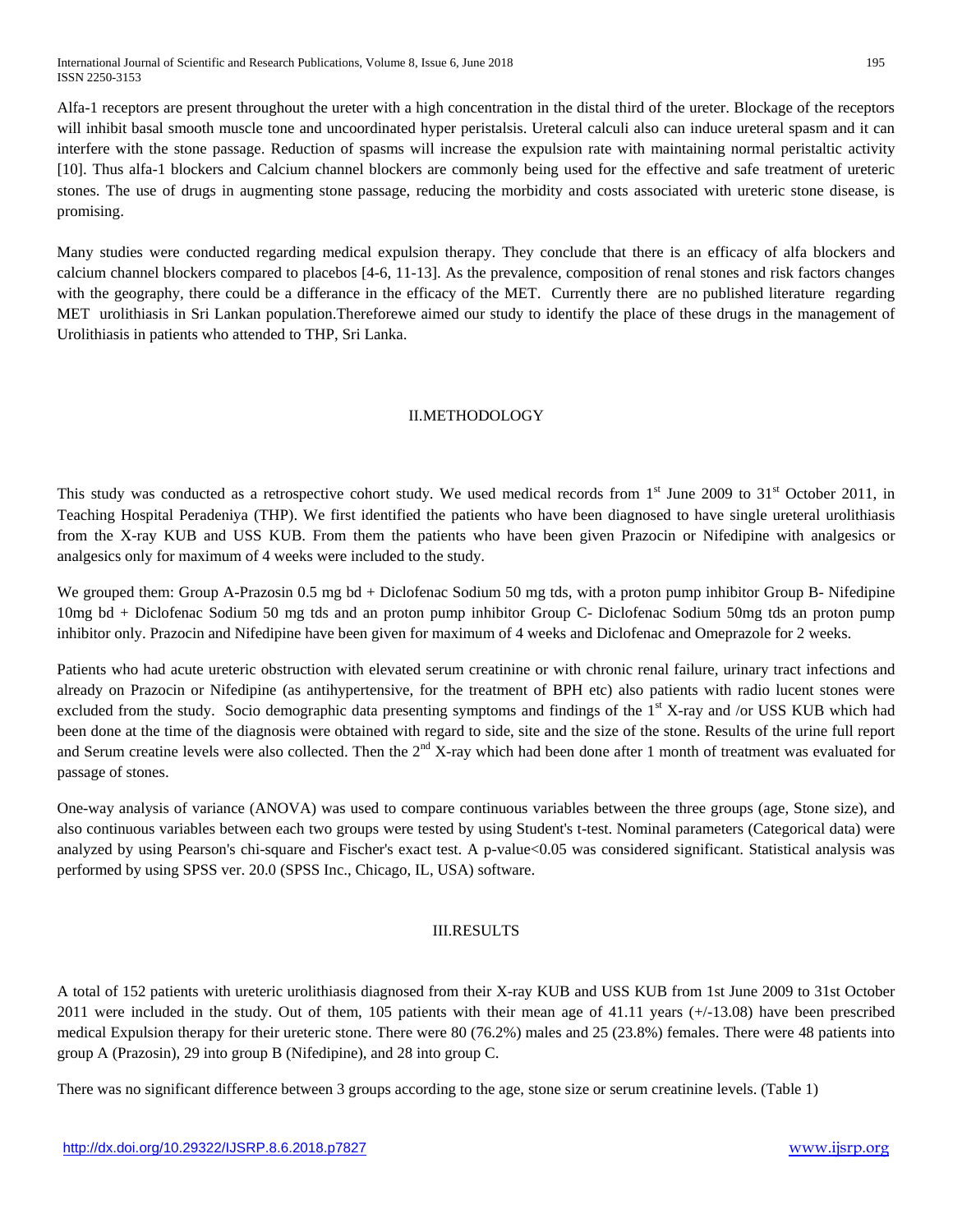Alfa-1 receptors are present throughout the ureter with a high concentration in the distal third of the ureter. Blockage of the receptors will inhibit basal smooth muscle tone and uncoordinated hyper peristalsis. Ureteral calculi also can induce ureteral spasm and it can interfere with the stone passage. Reduction of spasms will increase the expulsion rate with maintaining normal peristaltic activity [10]. Thus alfa-1 blockers and Calcium channel blockers are commonly being used for the effective and safe treatment of ureteric stones. The use of drugs in augmenting stone passage, reducing the morbidity and costs associated with ureteric stone disease, is promising.

Many studies were conducted regarding medical expulsion therapy. They conclude that there is an efficacy of alfa blockers and calcium channel blockers compared to placebos [4-6, 11-13]. As the prevalence, composition of renal stones and risk factors changes with the geography, there could be a differance in the efficacy of the MET. Currently there are no published literature regarding MET urolithiasis in Sri Lankan population.Thereforewe aimed our study to identify the place of these drugs in the management of Urolithiasis in patients who attended to THP, Sri Lanka.

## II.METHODOLOGY

This study was conducted as a retrospective cohort study. We used medical records from 1st June 2009 to 31st October 2011, in Teaching Hospital Peradeniya (THP). We first identified the patients who have been diagnosed to have single ureteral urolithiasis from the X-ray KUB and USS KUB. From them the patients who have been given Prazocin or Nifedipine with analgesics or analgesics only for maximum of 4 weeks were included to the study.

We grouped them: Group A-Prazosin 0.5 mg bd + Diclofenac Sodium 50 mg tds, with a proton pump inhibitor Group B- Nifedipine 10mg bd + Diclofenac Sodium 50 mg tds and an proton pump inhibitor Group C- Diclofenac Sodium 50mg tds an proton pump inhibitor only. Prazocin and Nifedipine have been given for maximum of 4 weeks and Diclofenac and Omeprazole for 2 weeks.

Patients who had acute ureteric obstruction with elevated serum creatinine or with chronic renal failure, urinary tract infections and already on Prazocin or Nifedipine (as antihypertensive, for the treatment of BPH etc) also patients with radio lucent stones were excluded from the study. Socio demographic data presenting symptoms and findings of the 1st X-ray and /or USS KUB which had been done at the time of the diagnosis were obtained with regard to side, site and the size of the stone. Results of the urine full report and Serum creatine levels were also collected. Then the 2nd X-ray which had been done after 1 month of treatment was evaluated for passage of stones.

One-way analysis of variance (ANOVA) was used to compare continuous variables between the three groups (age, Stone size), and also continuous variables between each two groups were tested by using Student's t-test. Nominal parameters (Categorical data) were analyzed by using Pearson's chi-square and Fischer's exact test. A p-value<0.05 was considered significant. Statistical analysis was performed by using SPSS ver. 20.0 (SPSS Inc., Chicago, IL, USA) software.

## III.RESULTS

A total of 152 patients with ureteric urolithiasis diagnosed from their X-ray KUB and USS KUB from 1st June 2009 to 31st October 2011 were included in the study. Out of them, 105 patients with their mean age of 41.11 years (+/-13.08) have been prescribed medical Expulsion therapy for their ureteric stone. There were 80 (76.2%) males and 25 (23.8%) females. There were 48 patients into group A (Prazosin), 29 into group B (Nifedipine), and 28 into group C.

There was no significant difference between 3 groups according to the age, stone size or serum creatinine levels. (Table 1)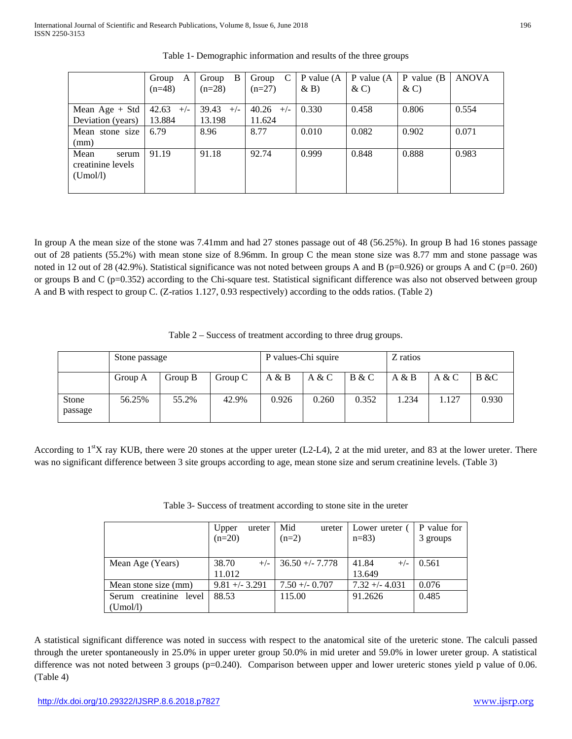Table 1- Demographic information and results of the three groups

| | Group A (n=48) | Group B (n=28) | Group C (n=27) | P value (A & B) | P value (A & C) | P value (B & C) | ANOVA |
|---|---|---|---|---|---|---|---|
| Mean Age + Std Deviation (years) | 42.63 +/- 13.884 | 39.43 +/- 13.198 | 40.26 +/- 11.624 | 0.330 | 0.458 | 0.806 | 0.554 |
| Mean stone size (mm) | 6.79 | 8.96 | 8.77 | 0.010 | 0.082 | 0.902 | 0.071 |
| Mean serum creatinine levels (Umol/l) | 91.19 | 91.18 | 92.74 | 0.999 | 0.848 | 0.888 | 0.983 |

In group A the mean size of the stone was 7.41mm and had 27 stones passage out of 48 (56.25%). In group B had 16 stones passage out of 28 patients (55.2%) with mean stone size of 8.96mm. In group C the mean stone size was 8.77 mm and stone passage was noted in 12 out of 28 (42.9%). Statistical significance was not noted between groups A and B (p=0.926) or groups A and C (p=0. 260) or groups B and C (p=0.352) according to the Chi-square test. Statistical significant difference was also not observed between group A and B with respect to group C. (Z-ratios 1.127, 0.93 respectively) according to the odds ratios. (Table 2)

Table 2 – Success of treatment according to three drug groups.

| | Stone passage | | | P values-Chi squire | | | Z ratios | | |
|---|---|---|---|---|---|---|---|---|---|
| | Group A | Group B | Group C | A & B | A & C | B & C | A & B | A & C | B &C |
| Stone passage | 56.25% | 55.2% | 42.9% | 0.926 | 0.260 | 0.352 | 1.234 | 1.127 | 0.930 |

According to 1st X ray KUB, there were 20 stones at the upper ureter (L2-L4), 2 at the mid ureter, and 83 at the lower ureter. There was no significant difference between 3 site groups according to age, mean stone size and serum creatinine levels. (Table 3)

Table 3- Success of treatment according to stone site in the ureter

| | Upper ureter (n=20) | Mid ureter (n=2) | Lower ureter ( n=83) | P value for 3 groups |
|---|---|---|---|---|
| Mean Age (Years) | 38.70 +/- 11.012 | 36.50 +/- 7.778 | 41.84 +/- 13.649 | 0.561 |
| Mean stone size (mm) | 9.81 +/- 3.291 | 7.50 +/- 0.707 | 7.32 +/- 4.031 | 0.076 |
| Serum creatinine level (Umol/l) | 88.53 | 115.00 | 91.2626 | 0.485 |

A statistical significant difference was noted in success with respect to the anatomical site of the ureteric stone. The calculi passed through the ureter spontaneously in 25.0% in upper ureter group 50.0% in mid ureter and 59.0% in lower ureter group. A statistical difference was not noted between 3 groups (p=0.240). Comparison between upper and lower ureteric stones yield p value of 0.06. (Table 4)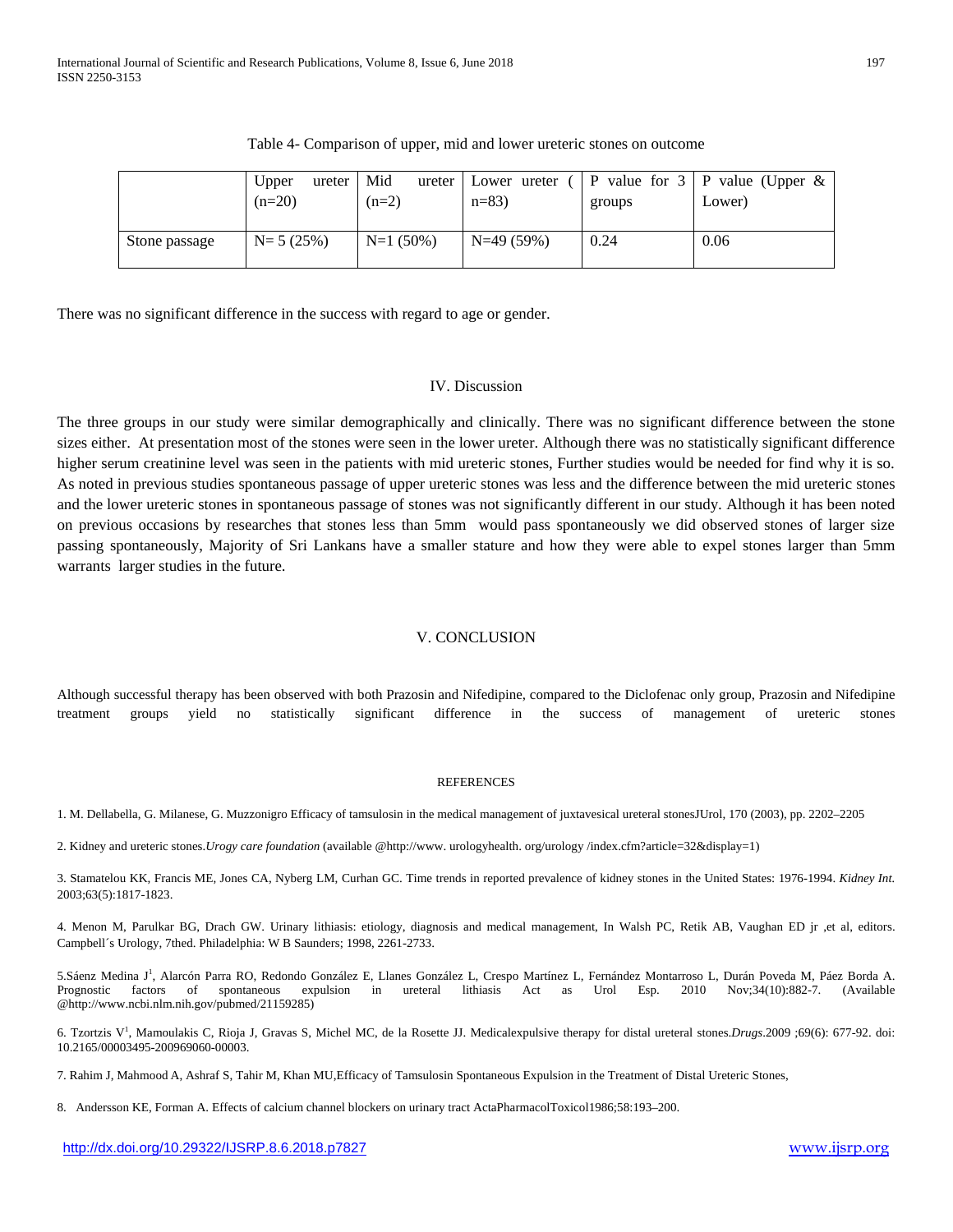Table 4- Comparison of upper, mid and lower ureteric stones on outcome

| | Upper ureter (n=20) | Mid ureter (n=2) | Lower ureter ( n=83) | P value for 3 groups | P value (Upper & Lower) |
|---|---|---|---|---|---|
| Stone passage | N= 5 (25%) | N=1 (50%) | N=49 (59%) | 0.24 | 0.06 |

There was no significant difference in the success with regard to age or gender.

## IV. Discussion

The three groups in our study were similar demographically and clinically. There was no significant difference between the stone sizes either. At presentation most of the stones were seen in the lower ureter. Although there was no statistically significant difference higher serum creatinine level was seen in the patients with mid ureteric stones, Further studies would be needed for find why it is so. As noted in previous studies spontaneous passage of upper ureteric stones was less and the difference between the mid ureteric stones and the lower ureteric stones in spontaneous passage of stones was not significantly different in our study. Although it has been noted on previous occasions by researches that stones less than 5mm would pass spontaneously we did observed stones of larger size passing spontaneously, Majority of Sri Lankans have a smaller stature and how they were able to expel stones larger than 5mm warrants larger studies in the future.

## V. CONCLUSION

Although successful therapy has been observed with both Prazosin and Nifedipine, compared to the Diclofenac only group, Prazosin and Nifedipine treatment groups yield no statistically significant difference in the success of management of ureteric stones

## REFERENCES

1. M. Dellabella, G. Milanese, G. Muzzonigro Efficacy of tamsulosin in the medical management of juxtavesical ureteral stonesJUrol, 170 (2003), pp. 2202–2205

2. Kidney and ureteric stones.*Urogy care foundation* (available @http://www. urologyhealth. org/urology /index.cfm?article=32&display=1)

3. Stamatelou KK, Francis ME, Jones CA, Nyberg LM, Curhan GC. Time trends in reported prevalence of kidney stones in the United States: 1976-1994. *Kidney Int.* 2003;63(5):1817-1823.

4. Menon M, Parulkar BG, Drach GW. Urinary lithiasis: etiology, diagnosis and medical management, In Walsh PC, Retik AB, Vaughan ED jr ,et al, editors. Campbell´s Urology, 7thed. Philadelphia: W B Saunders; 1998, 2261-2733.

5.Sáenz Medina J[1], Alarcón Parra RO, Redondo González E, Llanes González L, Crespo Martínez L, Fernández Montarroso L, Durán Poveda M, Páez Borda A. Prognostic factors of spontaneous expulsion in ureteral lithiasis Act as Urol Esp. 2010 Nov;34(10):882-7. (Available @http://www.ncbi.nlm.nih.gov/pubmed/21159285)

6. Tzortzis V[1], Mamoulakis C, Rioja J, Gravas S, Michel MC, de la Rosette JJ. Medicalexpulsive therapy for distal ureteral stones.*Drugs*.2009 ;69(6): 677-92. doi: 10.2165/00003495-200969060-00003.

7. Rahim J, Mahmood A, Ashraf S, Tahir M, Khan MU,Efficacy of Tamsulosin Spontaneous Expulsion in the Treatment of Distal Ureteric Stones,

8. Andersson KE, Forman A. Effects of calcium channel blockers on urinary tract ActaPharmacolToxicol1986;58:193–200.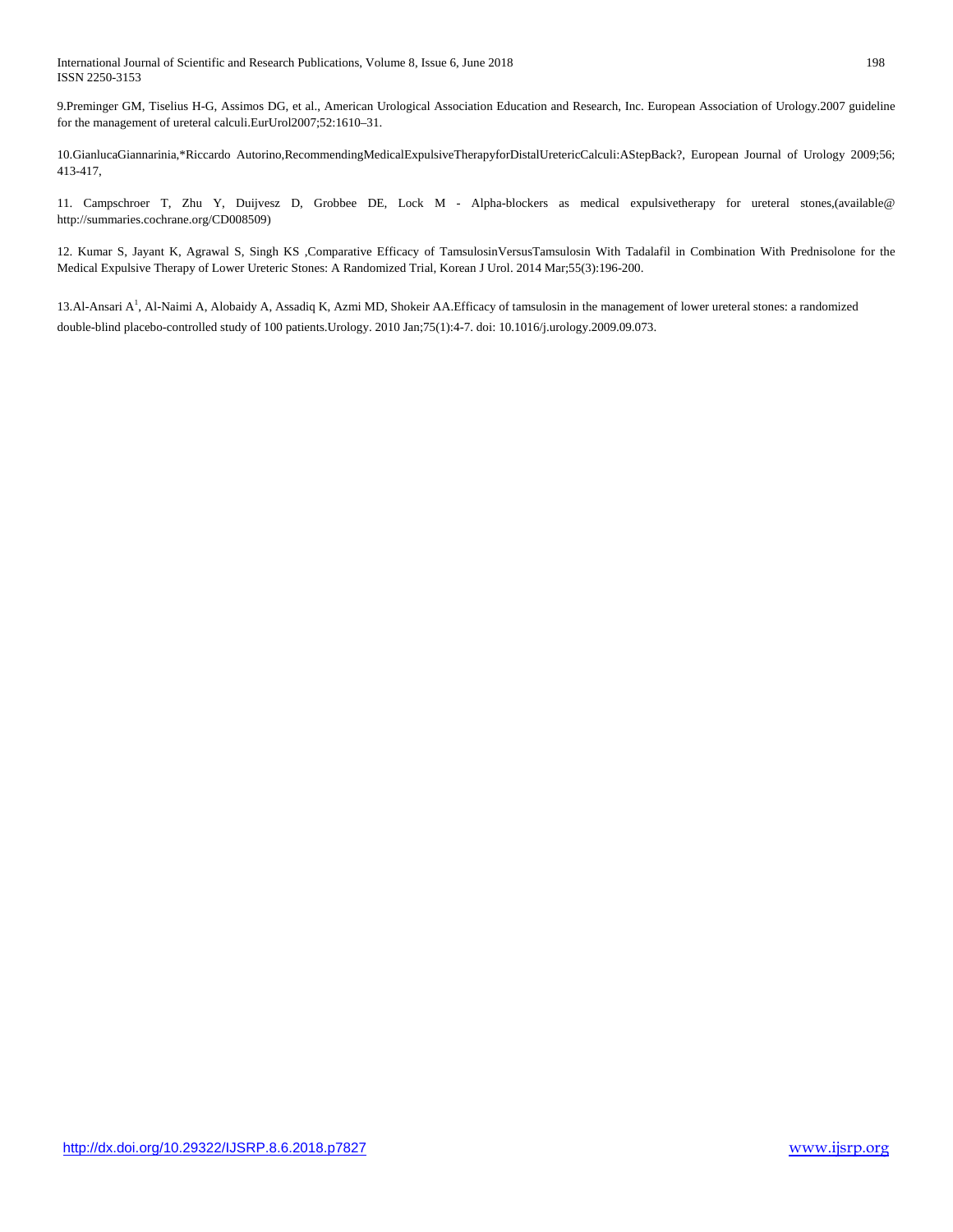9.Preminger GM, Tiselius H-G, Assimos DG, et al., American Urological Association Education and Research, Inc. European Association of Urology.2007 guideline for the management of ureteral calculi.EurUrol2007;52:1610–31.

10.GianlucaGiannarinia,*Riccardo Autorino,RecommendingMedicalExpulsiveTherapyforDistalUretericCalculi:AStepBack?, European Journal of Urology 2009;56; 413-417,

11. Campschroer T, Zhu Y, Duijvesz D, Grobbee DE, Lock M - Alpha-blockers as medical expulsivetherapy for ureteral stones,(available@ http://summaries.cochrane.org/CD008509)

12. Kumar S, Jayant K, Agrawal S, Singh KS ,Comparative Efficacy of TamsulosinVersusTamsulosin With Tadalafil in Combination With Prednisolone for the Medical Expulsive Therapy of Lower Ureteric Stones: A Randomized Trial, Korean J Urol. 2014 Mar;55(3):196-200.

13.Al-Ansari A[1], Al-Naimi A, Alobaidy A, Assadiq K, Azmi MD, Shokeir AA.Efficacy of tamsulosin in the management of lower ureteral stones: a randomized double-blind placebo-controlled study of 100 patients.Urology. 2010 Jan;75(1):4-7. doi: 10.1016/j.urology.2009.09.073.